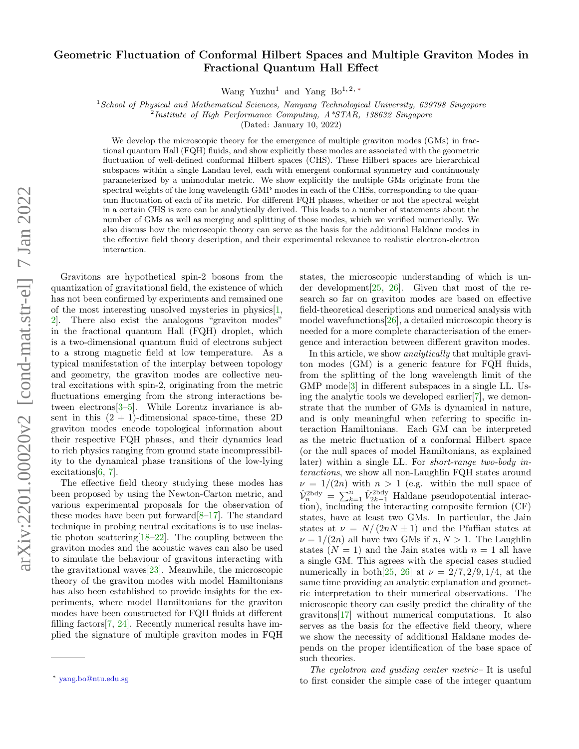# Geometric Fluctuation of Conformal Hilbert Spaces and Multiple Graviton Modes in Fractional Quantum Hall Effect

Wang Yuzhu[1] and Yang Bo[1, 2, *]

[1] *School of Physical and Mathematical Sciences, Nanyang Technological University, 639798 Singapore*
[2] *Institute of High Performance Computing, A\*STAR, 138632 Singapore*
(Dated: January 10, 2022)

We develop the microscopic theory for the emergence of multiple graviton modes (GMs) in fractional quantum Hall (FQH) fluids, and show explicitly these modes are associated with the geometric fluctuation of well-defined conformal Hilbert spaces (CHS). These Hilbert spaces are hierarchical subspaces within a single Landau level, each with emergent conformal symmetry and continuously parameterized by a unimodular metric. We show explicitly the multiple GMs originate from the spectral weights of the long wavelength GMP modes in each of the CHSs, corresponding to the quantum fluctuation of each of its metric. For different FQH phases, whether or not the spectral weight in a certain CHS is zero can be analytically derived. This leads to a number of statements about the number of GMs as well as merging and splitting of those modes, which we verified numerically. We also discuss how the microscopic theory can serve as the basis for the additional Haldane modes in the effective field theory description, and their experimental relevance to realistic electron-electron interaction.

Gravitons are hypothetical spin-2 bosons from the quantization of gravitational field, the existence of which has not been confirmed by experiments and remained one of the most interesting unsolved mysteries in physics[1, 2]. There also exist the analogous "graviton modes" in the fractional quantum Hall (FQH) droplet, which is a two-dimensional quantum fluid of electrons subject to a strong magnetic field at low temperature. As a typical manifestation of the interplay between topology and geometry, the graviton modes are collective neutral excitations with spin-2, originating from the metric fluctuations emerging from the strong interactions between electrons[3–5]. While Lorentz invariance is absent in this $(2+1)$-dimensional space-time, these 2D graviton modes encode topological information about their respective FQH phases, and their dynamics lead to rich physics ranging from ground state incompressibility to the dynamical phase transitions of the low-lying excitations[6, 7].

The effective field theory studying these modes has been proposed by using the Newton-Carton metric, and various experimental proposals for the observation of these modes have been put forward[8–17]. The standard technique in probing neutral excitations is to use inelastic photon scattering[18–22]. The coupling between the graviton modes and the acoustic waves can also be used to simulate the behaviour of gravitons interacting with the gravitational waves[23]. Meanwhile, the microscopic theory of the graviton modes with model Hamiltonians has also been established to provide insights for the experiments, where model Hamiltonians for the graviton modes have been constructed for FQH fluids at different filling factors[7, 24]. Recently numerical results have implied the signature of multiple graviton modes in FQH states, the microscopic understanding of which is under development[25, 26]. Given that most of the research so far on graviton modes are based on effective field-theoretical descriptions and numerical analysis with model wavefunctions[26], a detailed microscopic theory is needed for a more complete characterisation of the emergence and interaction between different graviton modes.

In this article, we show *analytically* that multiple graviton modes (GM) is a generic feature for FQH fluids, from the splitting of the long wavelength limit of the GMP mode[3] in different subspaces in a single LL. Using the analytic tools we developed earlier[7], we demonstrate that the number of GMs is dynamical in nature, and is only meaningful when referring to specific interaction Hamiltonians. Each GM can be interpreted as the metric fluctuation of a conformal Hilbert space (or the null spaces of model Hamiltonians, as explained later) within a single LL. For *short-range two-body interactions*, we show all non-Laughlin FQH states around $\nu = 1/(2n)$ with $n > 1$ (e.g. within the null space of $\hat{\mathcal{V}}_n^{\text{2bdy}} = \sum_{k=1}^{n} \hat{V}_{2k-1}^{\text{2bdy}}$ Haldane pseudopotential interaction), including the interacting composite fermion (CF) states, have at least two GMs. In particular, the Jain states at $\nu = N/(2nN \pm 1)$ and the Pfaffian states at $\nu = 1/(2n)$ all have two GMs if $n, N > 1$. The Laughlin states ($N = 1$) and the Jain states with $n = 1$ all have a single GM. This agrees with the special cases studied numerically in both[25, 26] at $\nu = 2/7, 2/9, 1/4$, at the same time providing an analytic explanation and geometric interpretation to their numerical observations. The microscopic theory can easily predict the chirality of the gravitons[17] without numerical computations. It also serves as the basis for the effective field theory, where we show the necessity of additional Haldane modes depends on the proper identification of the base space of such theories.

*The cyclotron and guiding center metric–* It is useful to first consider the simple case of the integer quantum

---

[*] yang.bo@ntu.edu.sg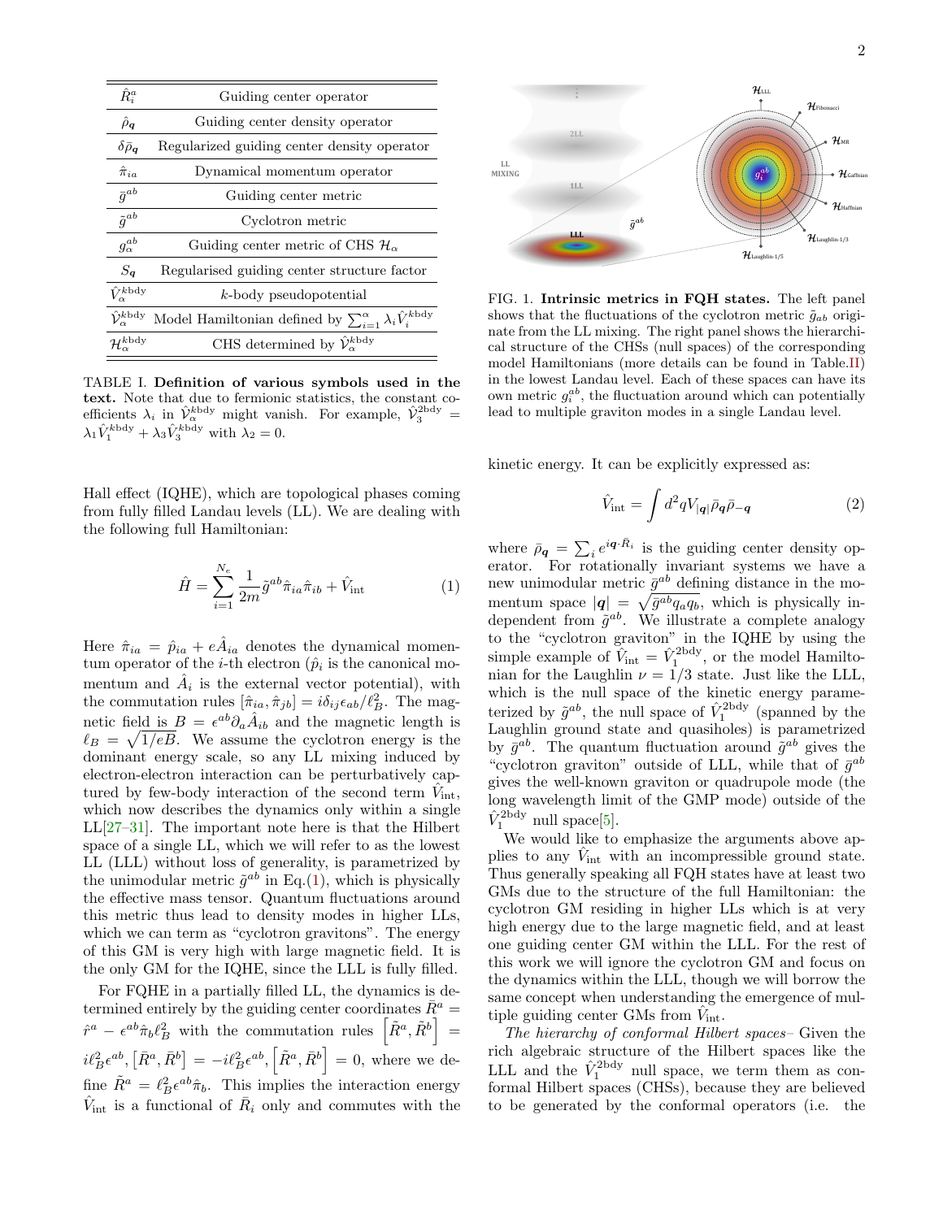| | |
|---|---|
| $\hat{R}_i^a$ | Guiding center operator |
| $\hat{\rho}_{\boldsymbol{q}}$ | Guiding center density operator |
| $\delta\bar{\rho}_{\boldsymbol{q}}$ | Regularized guiding center density operator |
| $\hat{\pi}_{ia}$ | Dynamical momentum operator |
| $\bar{g}^{ab}$ | Guiding center metric |
| $\tilde{g}^{ab}$ | Cyclotron metric |
| $g_\alpha^{ab}$ | Guiding center metric of CHS $\mathcal{H}_\alpha$ |
| $S_{\boldsymbol{q}}$ | Regularised guiding center structure factor |
| $\hat{V}_\alpha^{k\text{bdy}}$ | $k$-body pseudopotential |
| $\hat{\mathcal{V}}_\alpha^{k\text{bdy}}$ | Model Hamiltonian defined by $\sum_{i=1}^{\alpha}\lambda_i\hat{V}_i^{k\text{bdy}}$ |
| $\mathcal{H}_\alpha^{k\text{bdy}}$ | CHS determined by $\hat{\mathcal{V}}_\alpha^{k\text{bdy}}$ |

TABLE I. **Definition of various symbols used in the text.** Note that due to fermionic statistics, the constant coefficients $\lambda_i$ in $\hat{\mathcal{V}}_\alpha^{k\text{bdy}}$ might vanish. For example, $\hat{\mathcal{V}}_3^{2\text{bdy}} = \lambda_1\hat{V}_1^{k\text{bdy}} + \lambda_3\hat{V}_3^{k\text{bdy}}$ with $\lambda_2 = 0$.

Hall effect (IQHE), which are topological phases coming from fully filled Landau levels (LL). We are dealing with the following full Hamiltonian:

$$\hat{H} = \sum_{i=1}^{N_e}\frac{1}{2m}\tilde{g}^{ab}\hat{\pi}_{ia}\hat{\pi}_{ib} + \hat{V}_{\text{int}} \tag{1}$$

Here $\hat{\pi}_{ia} = \hat{p}_{ia} + e\hat{A}_{ia}$ denotes the dynamical momentum operator of the $i$-th electron ($\hat{p}_i$ is the canonical momentum and $\hat{A}_i$ is the external vector potential), with the commutation rules $[\hat{\pi}_{ia}, \hat{\pi}_{jb}] = i\delta_{ij}\epsilon_{ab}/\ell_B^2$. The magnetic field is $B = \epsilon^{ab}\partial_a\hat{A}_{ib}$ and the magnetic length is $\ell_B = \sqrt{1/eB}$. We assume the cyclotron energy is the dominant energy scale, so any LL mixing induced by electron-electron interaction can be perturbatively captured by few-body interaction of the second term $\hat{V}_{\text{int}}$, which now describes the dynamics only within a single LL[27–31]. The important note here is that the Hilbert space of a single LL, which we will refer to as the lowest LL (LLL) without loss of generality, is parametrized by the unimodular metric $\tilde{g}^{ab}$ in Eq.(1), which is physically the effective mass tensor. Quantum fluctuations around this metric thus lead to density modes in higher LLs, which we can term as "cyclotron gravitons". The energy of this GM is very high with large magnetic field. It is the only GM for the IQHE, since the LLL is fully filled.

For FQHE in a partially filled LL, the dynamics is determined entirely by the guiding center coordinates $\bar{R}^a = \hat{r}^a - \epsilon^{ab}\hat{\pi}_b\ell_B^2$ with the commutation rules $\left[\tilde{R}^a, \tilde{R}^b\right] = i\ell_B^2\epsilon^{ab}, \left[\bar{R}^a, \bar{R}^b\right] = -i\ell_B^2\epsilon^{ab}, \left[\tilde{R}^a, \bar{R}^b\right] = 0$, where we define $\tilde{R}^a = \ell_B^2\epsilon^{ab}\hat{\pi}_b$. This implies the interaction energy $\hat{V}_{\text{int}}$ is a functional of $\bar{R}_i$ only and commutes with the kinetic energy. It can be explicitly expressed as:

$$\hat{V}_{\text{int}} = \int d^2q V_{|\boldsymbol{q}|}\bar{\rho}_{\boldsymbol{q}}\bar{\rho}_{-\boldsymbol{q}} \tag{2}$$

where $\bar{\rho}_{\boldsymbol{q}} = \sum_i e^{i\boldsymbol{q}\cdot\bar{R}_i}$ is the guiding center density operator. For rotationally invariant systems we have a new unimodular metric $\bar{g}^{ab}$ defining distance in the momentum space $|\boldsymbol{q}| = \sqrt{\bar{g}^{ab}q_aq_b}$, which is physically independent from $\tilde{g}^{ab}$. We illustrate a complete analogy to the "cyclotron graviton" in the IQHE by using the simple example of $\hat{V}_{\text{int}} = \hat{V}_1^{2\text{bdy}}$, or the model Hamiltonian for the Laughlin $\nu = 1/3$ state. Just like the LLL, which is the null space of the kinetic energy parameterized by $\tilde{g}^{ab}$, the null space of $\hat{V}_1^{2\text{bdy}}$ (spanned by the Laughlin ground state and quasiholes) is parametrized by $\bar{g}^{ab}$. The quantum fluctuation around $\tilde{g}^{ab}$ gives the "cyclotron graviton" outside of LLL, while that of $\bar{g}^{ab}$ gives the well-known graviton or quadrupole mode (the long wavelength limit of the GMP mode) outside of the $\hat{V}_1^{2\text{bdy}}$ null space[5].

We would like to emphasize the arguments above applies to any $\hat{V}_{\text{int}}$ with an incompressible ground state. Thus generally speaking all FQH states have at least two GMs due to the structure of the full Hamiltonian: the cyclotron GM residing in higher LLs which is at very high energy due to the large magnetic field, and at least one guiding center GM within the LLL. For the rest of this work we will ignore the cyclotron GM and focus on the dynamics within the LLL, though we will borrow the same concept when understanding the emergence of multiple guiding center GMs from $\hat{V}_{\text{int}}$.

FIG. 1. **Intrinsic metrics in FQH states.** The left panel shows that the fluctuations of the cyclotron metric $\tilde{g}_{ab}$ originate from the LL mixing. The right panel shows the hierarchical structure of the CHSs (null spaces) of the corresponding model Hamiltonians (more details can be found in Table.II) in the lowest Landau level. Each of these spaces can have its own metric $g_i^{ab}$, the fluctuation around which can potentially lead to multiple graviton modes in a single Landau level.

*The hierarchy of conformal Hilbert spaces*– Given the rich algebraic structure of the Hilbert spaces like the LLL and the $\hat{V}_1^{2\text{bdy}}$ null space, we term them as conformal Hilbert spaces (CHSs), because they are believed to be generated by the conformal operators (i.e. the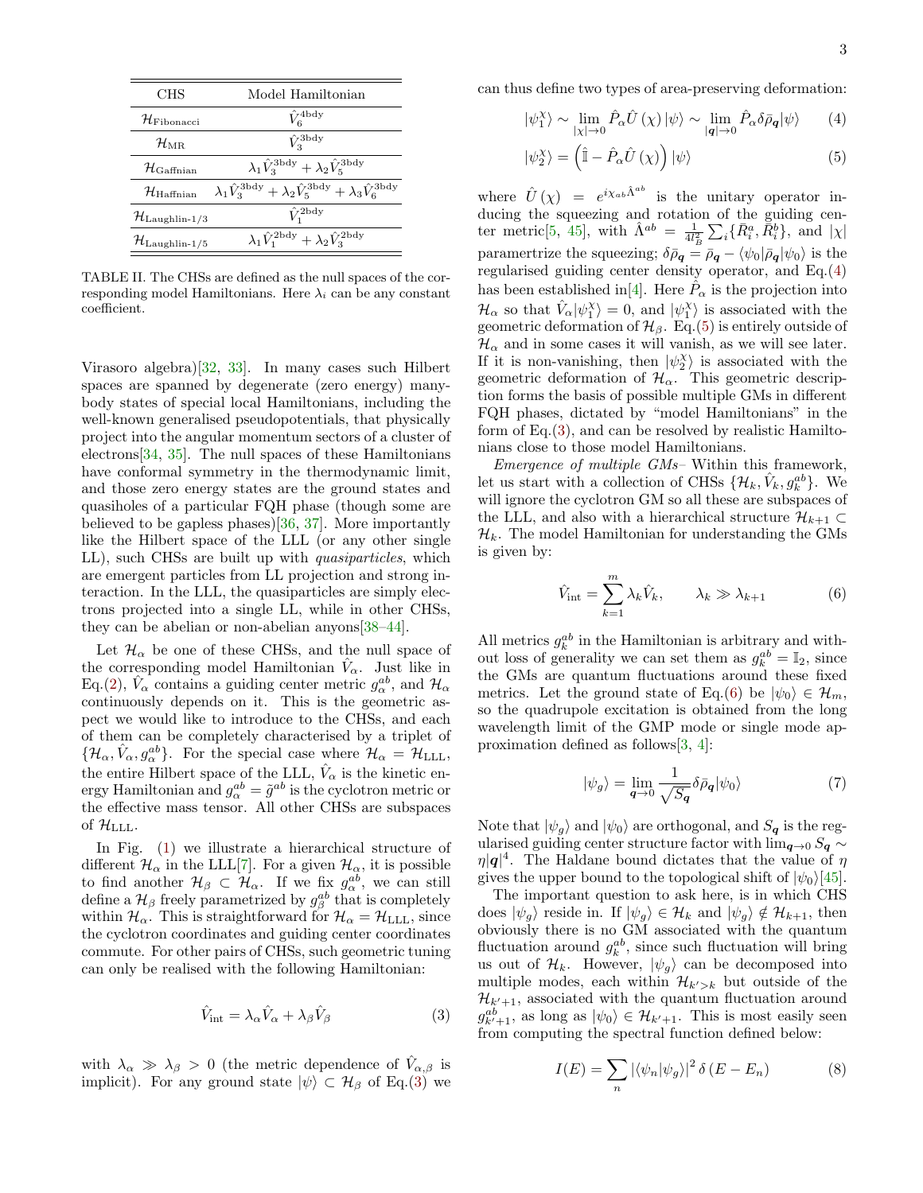| CHS | Model Hamiltonian |
| --- | --- |
| $\mathcal{H}_{\text{Fibonacci}}$ | $\hat{V}_6^{4\text{bdy}}$ |
| $\mathcal{H}_{\text{MR}}$ | $\hat{V}_3^{3\text{bdy}}$ |
| $\mathcal{H}_{\text{Gaffnian}}$ | $\lambda_1\hat{V}_3^{3\text{bdy}}+\lambda_2\hat{V}_5^{3\text{bdy}}$ |
| $\mathcal{H}_{\text{Haffnian}}$ | $\lambda_1\hat{V}_3^{3\text{bdy}}+\lambda_2\hat{V}_5^{3\text{bdy}}+\lambda_3\hat{V}_6^{3\text{bdy}}$ |
| $\mathcal{H}_{\text{Laughlin-}1/3}$ | $\hat{V}_1^{2\text{bdy}}$ |
| $\mathcal{H}_{\text{Laughlin-}1/5}$ | $\lambda_1\hat{V}_1^{2\text{bdy}}+\lambda_2\hat{V}_3^{2\text{bdy}}$ |

TABLE II. The CHSs are defined as the null spaces of the corresponding model Hamiltonians. Here $\lambda_i$ can be any constant coefficient.

Virasoro algebra)[32, 33]. In many cases such Hilbert spaces are spanned by degenerate (zero energy) many-body states of special local Hamiltonians, including the well-known generalised pseudopotentials, that physically project into the angular momentum sectors of a cluster of electrons[34, 35]. The null spaces of these Hamiltonians have conformal symmetry in the thermodynamic limit, and those zero energy states are the ground states and quasiholes of a particular FQH phase (though some are believed to be gapless phases)[36, 37]. More importantly like the Hilbert space of the LLL (or any other single LL), such CHSs are built up with *quasiparticles*, which are emergent particles from LL projection and strong interaction. In the LLL, the quasiparticles are simply electrons projected into a single LL, while in other CHSs, they can be abelian or non-abelian anyons[38–44].

Let $\mathcal{H}_\alpha$ be one of these CHSs, and the null space of the corresponding model Hamiltonian $\hat{V}_\alpha$. Just like in Eq.(2), $\hat{V}_\alpha$ contains a guiding center metric $g_\alpha^{ab}$, and $\mathcal{H}_\alpha$ continuously depends on it. This is the geometric aspect we would like to introduce to the CHSs, and each of them can be completely characterised by a triplet of $\{\mathcal{H}_\alpha, \hat{V}_\alpha, g_\alpha^{ab}\}$. For the special case where $\mathcal{H}_\alpha=\mathcal{H}_{\text{LLL}}$, the entire Hilbert space of the LLL, $\hat{V}_\alpha$ is the kinetic energy Hamiltonian and $g_\alpha^{ab}=\tilde{g}^{ab}$ is the cyclotron metric or the effective mass tensor. All other CHSs are subspaces of $\mathcal{H}_{\text{LLL}}$.

In Fig. (1) we illustrate a hierarchical structure of different $\mathcal{H}_\alpha$ in the LLL[7]. For a given $\mathcal{H}_\alpha$, it is possible to find another $\mathcal{H}_\beta\subset\mathcal{H}_\alpha$. If we fix $g_\alpha^{ab}$, we can still define a $\mathcal{H}_\beta$ freely parametrized by $g_\beta^{ab}$ that is completely within $\mathcal{H}_\alpha$. This is straightforward for $\mathcal{H}_\alpha=\mathcal{H}_{\text{LLL}}$, since the cyclotron coordinates and guiding center coordinates commute. For other pairs of CHSs, such geometric tuning can only be realised with the following Hamiltonian:

$$\hat{V}_{\text{int}}=\lambda_\alpha\hat{V}_\alpha+\lambda_\beta\hat{V}_\beta \tag{3}$$

with $\lambda_\alpha\gg\lambda_\beta>0$ (the metric dependence of $\hat{V}_{\alpha,\beta}$ is implicit). For any ground state $|\psi\rangle\subset\mathcal{H}_\beta$ of Eq.(3) we can thus define two types of area-preserving deformation:

$$|\psi_1^\chi\rangle\sim\lim_{|\chi|\to0}\hat{P}_\alpha\hat{U}(\chi)|\psi\rangle\sim\lim_{|\boldsymbol{q}|\to0}\hat{P}_\alpha\delta\bar{\rho}_{\boldsymbol{q}}|\psi\rangle \tag{4}$$

$$|\psi_2^\chi\rangle=\left(\hat{\mathbb{I}}-\hat{P}_\alpha\hat{U}(\chi)\right)|\psi\rangle \tag{5}$$

where $\hat{U}(\chi)=e^{i\chi_{ab}\hat{\Lambda}^{ab}}$ is the unitary operator inducing the squeezing and rotation of the guiding center metric[5, 45], with $\hat{\Lambda}^{ab}=\frac{1}{4l_B^2}\sum_i\{\bar{R}_i^a,\bar{R}_i^b\}$, and $|\chi|$ paramertrize the squeezing; $\delta\bar{\rho}_{\boldsymbol{q}}=\bar{\rho}_{\boldsymbol{q}}-\langle\psi_0|\bar{\rho}_{\boldsymbol{q}}|\psi_0\rangle$ is the regularised guiding center density operator, and Eq.(4) has been established in[4]. Here $\hat{P}_\alpha$ is the projection into $\mathcal{H}_\alpha$ so that $\hat{V}_\alpha|\psi_1^\chi\rangle=0$, and $|\psi_1^\chi\rangle$ is associated with the geometric deformation of $\mathcal{H}_\beta$. Eq.(5) is entirely outside of $\mathcal{H}_\alpha$ and in some cases it will vanish, as we will see later. If it is non-vanishing, then $|\psi_2^\chi\rangle$ is associated with the geometric deformation of $\mathcal{H}_\alpha$. This geometric description forms the basis of possible multiple GMs in different FQH phases, dictated by "model Hamiltonians" in the form of Eq.(3), and can be resolved by realistic Hamiltonians close to those model Hamiltonians.

*Emergence of multiple GMs–* Within this framework, let us start with a collection of CHSs $\{\mathcal{H}_k,\hat{V}_k,g_k^{ab}\}$. We will ignore the cyclotron GM so all these are subspaces of the LLL, and also with a hierarchical structure $\mathcal{H}_{k+1}\subset\mathcal{H}_k$. The model Hamiltonian for understanding the GMs is given by:

$$\hat{V}_{\text{int}}=\sum_{k=1}^{m}\lambda_k\hat{V}_k,\qquad\lambda_k\gg\lambda_{k+1} \tag{6}$$

All metrics $g_k^{ab}$ in the Hamiltonian is arbitrary and without loss of generality we can set them as $g_k^{ab}=\mathbb{I}_2$, since the GMs are quantum fluctuations around these fixed metrics. Let the ground state of Eq.(6) be $|\psi_0\rangle\in\mathcal{H}_m$, so the quadrupole excitation is obtained from the long wavelength limit of the GMP mode or single mode approximation defined as follows[3, 4]:

$$|\psi_g\rangle=\lim_{\boldsymbol{q}\to0}\frac{1}{\sqrt{S_{\boldsymbol{q}}}}\delta\bar{\rho}_{\boldsymbol{q}}|\psi_0\rangle \tag{7}$$

Note that $|\psi_g\rangle$ and $|\psi_0\rangle$ are orthogonal, and $S_{\boldsymbol{q}}$ is the regularised guiding center structure factor with $\lim_{\boldsymbol{q}\to0}S_{\boldsymbol{q}}\sim\eta|\boldsymbol{q}|^4$. The Haldane bound dictates that the value of $\eta$ gives the upper bound to the topological shift of $|\psi_0\rangle$[45].

The important question to ask here, is in which CHS does $|\psi_g\rangle$ reside in. If $|\psi_g\rangle\in\mathcal{H}_k$ and $|\psi_g\rangle\notin\mathcal{H}_{k+1}$, then obviously there is no GM associated with the quantum fluctuation around $g_k^{ab}$, since such fluctuation will bring us out of $\mathcal{H}_k$. However, $|\psi_g\rangle$ can be decomposed into multiple modes, each within $\mathcal{H}_{k'>k}$ but outside of the $\mathcal{H}_{k'+1}$, associated with the quantum fluctuation around $g_{k'+1}^{ab}$, as long as $|\psi_0\rangle\in\mathcal{H}_{k'+1}$. This is most easily seen from computing the spectral function defined below:

$$I(E)=\sum_n|\langle\psi_n|\psi_g\rangle|^2\,\delta(E-E_n) \tag{8}$$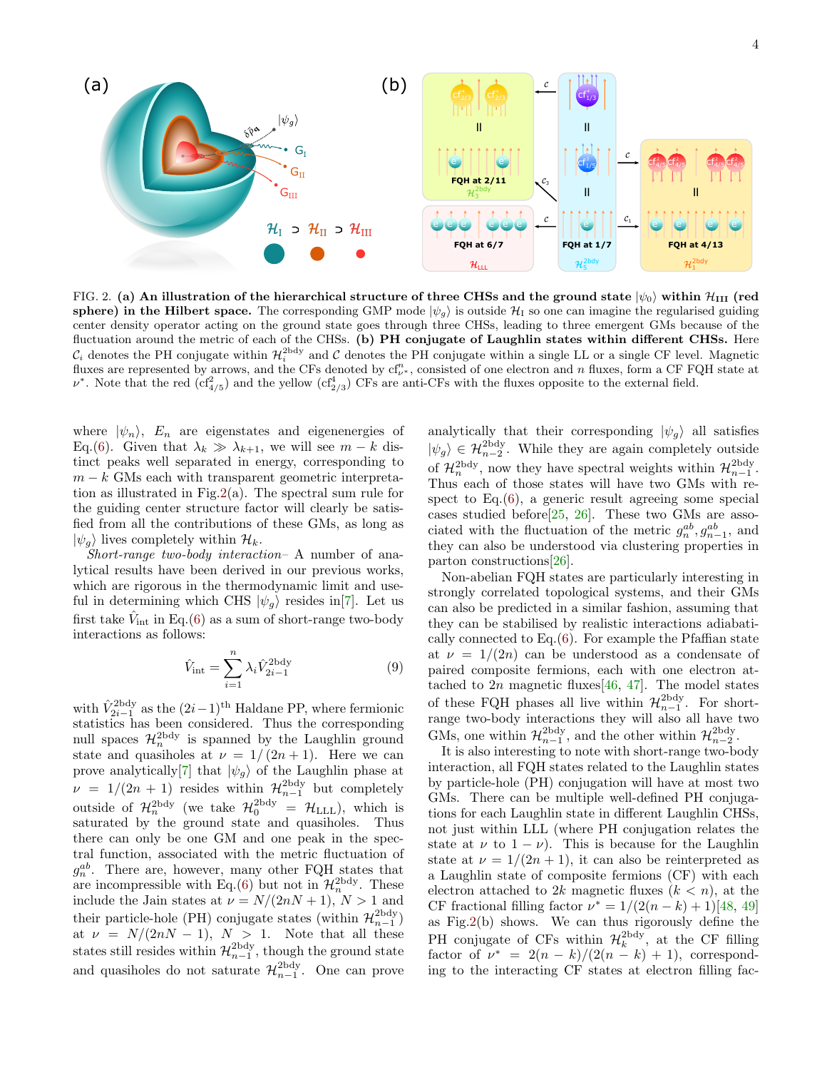FIG. 2. **(a) An illustration of the hierarchical structure of three CHSs and the ground state $|\psi_0\rangle$ within $\mathcal{H}_{\rm III}$ (red sphere) in the Hilbert space.** The corresponding GMP mode $|\psi_g\rangle$ is outside $\mathcal{H}_{\rm I}$ so one can imagine the regularised guiding center density operator acting on the ground state goes through three CHSs, leading to three emergent GMs because of the fluctuation around the metric of each of the CHSs. **(b) PH conjugate of Laughlin states within different CHSs.** Here $\mathcal{C}_i$ denotes the PH conjugate within $\mathcal{H}_i^{\rm 2bdy}$ and $\mathcal{C}$ denotes the PH conjugate within a single LL or a single CF level. Magnetic fluxes are represented by arrows, and the CFs denoted by ${\rm cf}^n_{\nu^*}$, consisted of one electron and $n$ fluxes, form a CF FQH state at $\nu^*$. Note that the red (${\rm cf}^2_{4/5}$) and the yellow (${\rm cf}^2_{2/3}$) CFs are anti-CFs with the fluxes opposite to the external field.

where $|\psi_n\rangle$, $E_n$ are eigenstates and eigenenergies of Eq.(6). Given that $\lambda_k \gg \lambda_{k+1}$, we will see $m-k$ distinct peaks well separated in energy, corresponding to $m-k$ GMs each with transparent geometric interpretation as illustrated in Fig.2(a). The spectral sum rule for the guiding center structure factor will clearly be satisfied from all the contributions of these GMs, as long as $|\psi_g\rangle$ lives completely within $\mathcal{H}_k$.

*Short-range two-body interaction*– A number of analytical results have been derived in our previous works, which are rigorous in the thermodynamic limit and useful in determining which CHS $|\psi_g\rangle$ resides in[7]. Let us first take $\hat{V}_{\rm int}$ in Eq.(6) as a sum of short-range two-body interactions as follows:

$$\hat{V}_{\rm int} = \sum_{i=1}^{n} \lambda_i \hat{V}_{2i-1}^{\rm 2bdy} \tag{9}$$

with $\hat{V}_{2i-1}^{\rm 2bdy}$ as the $(2i-1)^{\rm th}$ Haldane PP, where fermionic statistics has been considered. Thus the corresponding null spaces $\mathcal{H}_n^{\rm 2bdy}$ is spanned by the Laughlin ground state and quasiholes at $\nu = 1/(2n+1)$. Here we can prove analytically[7] that $|\psi_g\rangle$ of the Laughlin phase at $\nu = 1/(2n+1)$ resides within $\mathcal{H}_{n-1}^{\rm 2bdy}$ but completely outside of $\mathcal{H}_n^{\rm 2bdy}$ (we take $\mathcal{H}_0^{\rm 2bdy} = \mathcal{H}_{\rm LLL}$), which is saturated by the ground state and quasiholes. Thus there can only be one GM and one peak in the spectral function, associated with the metric fluctuation of $g_n^{ab}$. There are, however, many other FQH states that are incompressible with Eq.(6) but not in $\mathcal{H}_n^{\rm 2bdy}$. These include the Jain states at $\nu = N/(2nN+1)$, $N>1$ and their particle-hole (PH) conjugate states (within $\mathcal{H}_{n-1}^{\rm 2bdy}$) at $\nu = N/(2nN-1)$, $N>1$. Note that all these states still resides within $\mathcal{H}_{n-1}^{\rm 2bdy}$, though the ground state and quasiholes do not saturate $\mathcal{H}_{n-1}^{\rm 2bdy}$. One can prove analytically that their corresponding $|\psi_g\rangle$ all satisfies $|\psi_g\rangle \in \mathcal{H}_{n-2}^{\rm 2bdy}$. While they are again completely outside of $\mathcal{H}_n^{\rm 2bdy}$, now they have spectral weights within $\mathcal{H}_{n-1}^{\rm 2bdy}$. Thus each of those states will have two GMs with respect to Eq.(6), a generic result agreeing some special cases studied before[25, 26]. These two GMs are associated with the fluctuation of the metric $g_n^{ab}, g_{n-1}^{ab}$, and they can also be understood via clustering properties in parton constructions[26].

Non-abelian FQH states are particularly interesting in strongly correlated topological systems, and their GMs can also be predicted in a similar fashion, assuming that they can be stabilised by realistic interactions adiabatically connected to Eq.(6). For example the Pfaffian state at $\nu = 1/(2n)$ can be understood as a condensate of paired composite fermions, each with one electron attached to $2n$ magnetic fluxes[46, 47]. The model states of these FQH phases all live within $\mathcal{H}_{n-1}^{\rm 2bdy}$. For short-range two-body interactions they will also all have two GMs, one within $\mathcal{H}_{n-1}^{\rm 2bdy}$, and the other within $\mathcal{H}_{n-2}^{\rm 2bdy}$.

It is also interesting to note with short-range two-body interaction, all FQH states related to the Laughlin states by particle-hole (PH) conjugation will have at most two GMs. There can be multiple well-defined PH conjugations for each Laughlin state in different Laughlin CHSs, not just within LLL (where PH conjugation relates the state at $\nu$ to $1-\nu$). This is because for the Laughlin state at $\nu = 1/(2n+1)$, it can also be reinterpreted as a Laughlin state of composite fermions (CF) with each electron attached to $2k$ magnetic fluxes ($k<n$), at the CF fractional filling factor $\nu^* = 1/(2(n-k)+1)$[48, 49] as Fig.2(b) shows. We can thus rigorously define the PH conjugate of CFs within $\mathcal{H}_k^{\rm 2bdy}$, at the CF filling factor of $\nu^* = 2(n-k)/(2(n-k)+1)$, corresponding to the interacting CF states at electron filling fac-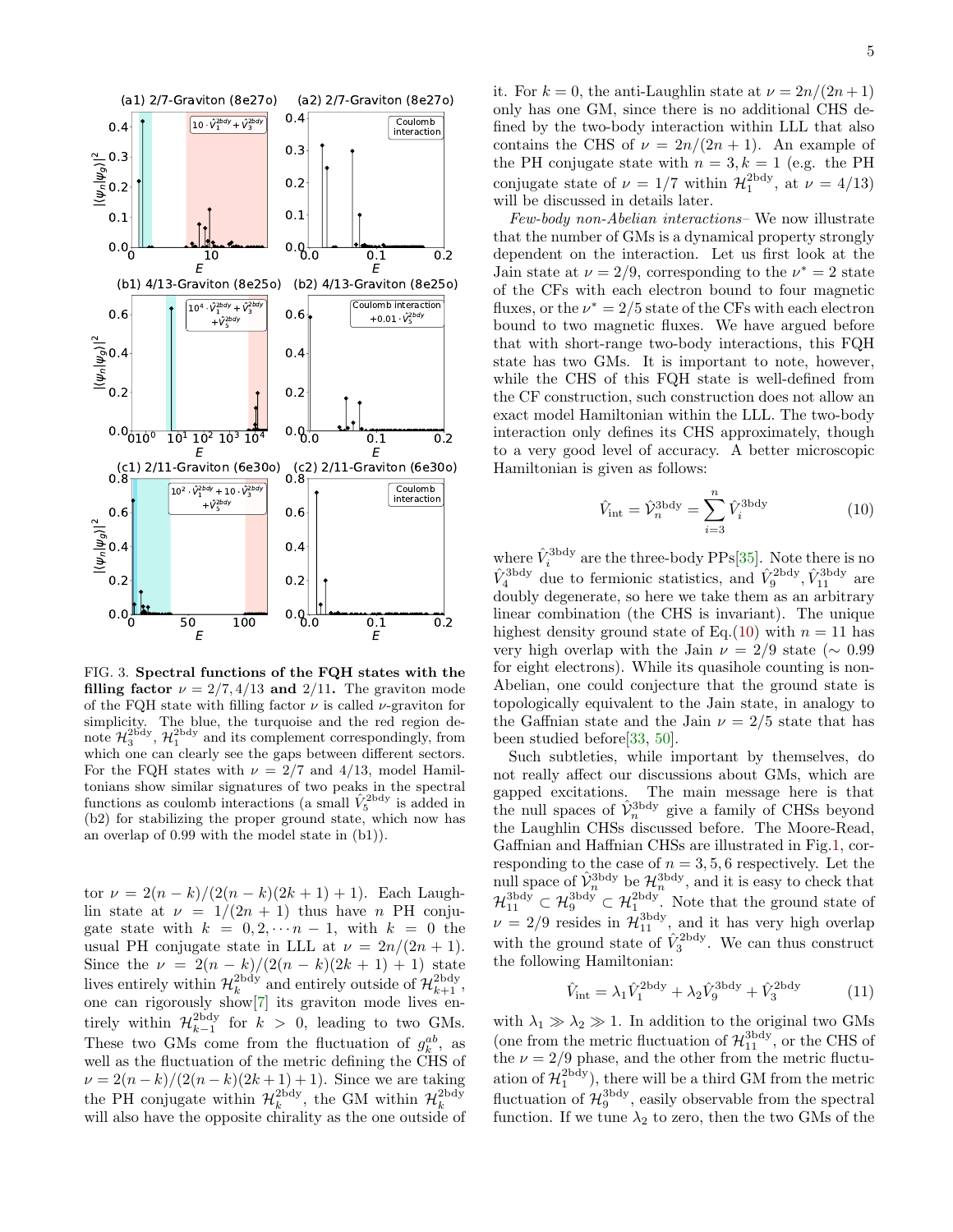FIG. 3. **Spectral functions of the FQH states with the filling factor** $\nu = 2/7, 4/13$ **and** $2/11$. The graviton mode of the FQH state with filling factor $\nu$ is called $\nu$-graviton for simplicity. The blue, the turquoise and the red region denote $\mathcal{H}_3^{2\text{bdy}}$, $\mathcal{H}_1^{2\text{bdy}}$ and its complement correspondingly, from which one can clearly see the gaps between different sectors. For the FQH states with $\nu = 2/7$ and $4/13$, model Hamiltonians show similar signatures of two peaks in the spectral functions as coulomb interactions (a small $\hat{V}_5^{2\text{bdy}}$ is added in (b2) for stabilizing the proper ground state, which now has an overlap of 0.99 with the model state in (b1)).

tor $\nu = 2(n-k)/(2(n-k)(2k+1)+1)$. Each Laughlin state at $\nu = 1/(2n+1)$ thus have $n$ PH conjugate state with $k = 0, 2, \cdots n-1$, with $k = 0$ the usual PH conjugate state in LLL at $\nu = 2n/(2n+1)$. Since the $\nu = 2(n-k)/(2(n-k)(2k+1)+1)$ state lives entirely within $\mathcal{H}_k^{2\text{bdy}}$ and entirely outside of $\mathcal{H}_{k+1}^{2\text{bdy}}$, one can rigorously show[7] its graviton mode lives entirely within $\mathcal{H}_{k-1}^{2\text{bdy}}$ for $k > 0$, leading to two GMs. These two GMs come from the fluctuation of $g_k^{ab}$, as well as the fluctuation of the metric defining the CHS of $\nu = 2(n-k)/(2(n-k)(2k+1)+1)$. Since we are taking the PH conjugate within $\mathcal{H}_k^{2\text{bdy}}$, the GM within $\mathcal{H}_k^{2\text{bdy}}$ will also have the opposite chirality as the one outside of it. For $k = 0$, the anti-Laughlin state at $\nu = 2n/(2n+1)$ only has one GM, since there is no additional CHS defined by the two-body interaction within LLL that also contains the CHS of $\nu = 2n/(2n+1)$. An example of the PH conjugate state with $n = 3, k = 1$ (e.g. the PH conjugate state of $\nu = 1/7$ within $\mathcal{H}_1^{2\text{bdy}}$, at $\nu = 4/13$) will be discussed in details later.

*Few-body non-Abelian interactions*– We now illustrate that the number of GMs is a dynamical property strongly dependent on the interaction. Let us first look at the Jain state at $\nu = 2/9$, corresponding to the $\nu^* = 2$ state of the CFs with each electron bound to four magnetic fluxes, or the $\nu^* = 2/5$ state of the CFs with each electron bound to two magnetic fluxes. We have argued before that with short-range two-body interactions, this FQH state has two GMs. It is important to note, however, while the CHS of this FQH state is well-defined from the CF construction, such construction does not allow an exact model Hamiltonian within the LLL. The two-body interaction only defines its CHS approximately, though to a very good level of accuracy. A better microscopic Hamiltonian is given as follows:

$$\hat{V}_{\text{int}} = \hat{\mathcal{V}}_n^{3\text{bdy}} = \sum_{i=3}^{n} \hat{V}_i^{3\text{bdy}} \tag{10}$$

where $\hat{V}_i^{3\text{bdy}}$ are the three-body PPs[35]. Note there is no $\hat{V}_4^{3\text{bdy}}$ due to fermionic statistics, and $\hat{V}_9^{2\text{bdy}}, \hat{V}_{11}^{3\text{bdy}}$ are doubly degenerate, so here we take them as an arbitrary linear combination (the CHS is invariant). The unique highest density ground state of Eq.(10) with $n = 11$ has very high overlap with the Jain $\nu = 2/9$ state ($\sim 0.99$ for eight electrons). While its quasihole counting is non-Abelian, one could conjecture that the ground state is topologically equivalent to the Jain state, in analogy to the Gaffnian state and the Jain $\nu = 2/5$ state that has been studied before[33, 50].

Such subtleties, while important by themselves, do not really affect our discussions about GMs, which are gapped excitations. The main message here is that the null spaces of $\hat{\mathcal{V}}_n^{3\text{bdy}}$ give a family of CHSs beyond the Laughlin CHSs discussed before. The Moore-Read, Gaffnian and Haffnian CHSs are illustrated in Fig.1, corresponding to the case of $n = 3, 5, 6$ respectively. Let the null space of $\hat{\mathcal{V}}_n^{3\text{bdy}}$ be $\mathcal{H}_n^{3\text{bdy}}$, and it is easy to check that $\mathcal{H}_{11}^{3\text{bdy}} \subset \mathcal{H}_9^{3\text{bdy}} \subset \mathcal{H}_1^{2\text{bdy}}$. Note that the ground state of $\nu = 2/9$ resides in $\mathcal{H}_{11}^{3\text{bdy}}$, and it has very high overlap with the ground state of $\hat{V}_3^{2\text{bdy}}$. We can thus construct the following Hamiltonian:

$$\hat{V}_{\text{int}} = \lambda_1 \hat{V}_1^{2\text{bdy}} + \lambda_2 \hat{V}_9^{3\text{bdy}} + \hat{V}_3^{2\text{bdy}} \tag{11}$$

with $\lambda_1 \gg \lambda_2 \gg 1$. In addition to the original two GMs (one from the metric fluctuation of $\mathcal{H}_{11}^{3\text{bdy}}$, or the CHS of the $\nu = 2/9$ phase, and the other from the metric fluctuation of $\mathcal{H}_1^{2\text{bdy}}$), there will be a third GM from the metric fluctuation of $\mathcal{H}_9^{3\text{bdy}}$, easily observable from the spectral function. If we tune $\lambda_2$ to zero, then the two GMs of the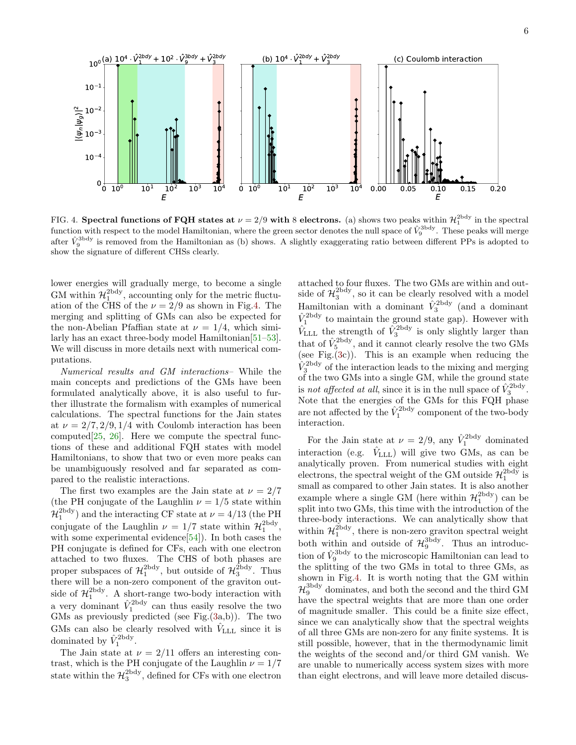FIG. 4. **Spectral functions of FQH states at $\nu = 2/9$ with 8 electrons.** (a) shows two peaks within $\mathcal{H}_1^{2\text{bdy}}$ in the spectral function with respect to the model Hamiltonian, where the green sector denotes the null space of $\hat{V}_9^{3\text{bdy}}$. These peaks will merge after $\hat{V}_9^{3\text{bdy}}$ is removed from the Hamiltonian as (b) shows. A slightly exaggerating ratio between different PPs is adopted to show the signature of different CHSs clearly.

lower energies will gradually merge, to become a single GM within $\mathcal{H}_1^{2\text{bdy}}$, accounting only for the metric fluctuation of the CHS of the $\nu = 2/9$ as shown in Fig.4. The merging and splitting of GMs can also be expected for the non-Abelian Pfaffian state at $\nu = 1/4$, which similarly has an exact three-body model Hamiltonian[51–53]. We will discuss in more details next with numerical computations.

*Numerical results and GM interactions*– While the main concepts and predictions of the GMs have been formulated analytically above, it is also useful to further illustrate the formalism with examples of numerical calculations. The spectral functions for the Jain states at $\nu = 2/7, 2/9, 1/4$ with Coulomb interaction has been computed[25, 26]. Here we compute the spectral functions of these and additional FQH states with model Hamiltonians, to show that two or even more peaks can be unambiguously resolved and far separated as compared to the realistic interactions.

The first two examples are the Jain state at $\nu = 2/7$ (the PH conjugate of the Laughlin $\nu = 1/5$ state within $\mathcal{H}_1^{2\text{bdy}}$) and the interacting CF state at $\nu = 4/13$ (the PH conjugate of the Laughlin $\nu = 1/7$ state within $\mathcal{H}_1^{2\text{bdy}}$, with some experimental evidence[54]). In both cases the PH conjugate is defined for CFs, each with one electron attached to two fluxes. The CHS of both phases are proper subspaces of $\mathcal{H}_1^{2\text{bdy}}$, but outside of $\mathcal{H}_3^{2\text{bdy}}$. Thus there will be a non-zero component of the graviton outside of $\mathcal{H}_1^{2\text{bdy}}$. A short-range two-body interaction with a very dominant $\hat{V}_1^{2\text{bdy}}$ can thus easily resolve the two GMs as previously predicted (see Fig.(3a,b)). The two GMs can also be clearly resolved with $\hat{V}_{\text{LLL}}$ since it is dominated by $\hat{V}_1^{2\text{bdy}}$.

The Jain state at $\nu = 2/11$ offers an interesting contrast, which is the PH conjugate of the Laughlin $\nu = 1/7$ state within the $\mathcal{H}_3^{2\text{bdy}}$, defined for CFs with one electron attached to four fluxes. The two GMs are within and outside of $\mathcal{H}_3^{2\text{bdy}}$, so it can be clearly resolved with a model Hamiltonian with a dominant $\hat{V}_3^{2\text{bdy}}$ (and a dominant $\hat{V}_1^{2\text{bdy}}$ to maintain the ground state gap). However with $\hat{V}_{\text{LLL}}$ the strength of $\hat{V}_3^{2\text{bdy}}$ is only slightly larger than that of $\hat{V}_5^{2\text{bdy}}$, and it cannot clearly resolve the two GMs (see Fig.(3c)). This is an example when reducing the $\hat{V}_3^{2\text{bdy}}$ of the interaction leads to the mixing and merging of the two GMs into a single GM, while the ground state is *not affected at all*, since it is in the null space of $\hat{V}_3^{2\text{bdy}}$. Note that the energies of the GMs for this FQH phase are not affected by the $\hat{V}_1^{2\text{bdy}}$ component of the two-body interaction.

For the Jain state at $\nu = 2/9$, any $\hat{V}_1^{2\text{bdy}}$ dominated interaction (e.g. $\hat{V}_{\text{LLL}}$) will give two GMs, as can be analytically proven. From numerical studies with eight electrons, the spectral weight of the GM outside $\mathcal{H}_1^{2\text{bdy}}$ is small as compared to other Jain states. It is also another example where a single GM (here within $\mathcal{H}_1^{2\text{bdy}}$) can be split into two GMs, this time with the introduction of the three-body interactions. We can analytically show that within $\mathcal{H}_1^{2\text{bdy}}$, there is non-zero graviton spectral weight both within and outside of $\mathcal{H}_9^{3\text{bdy}}$. Thus an introduction of $\hat{V}_9^{3\text{bdy}}$ to the microscopic Hamiltonian can lead to the splitting of the two GMs in total to three GMs, as shown in Fig.4. It is worth noting that the GM within $\mathcal{H}_9^{3\text{bdy}}$ dominates, and both the second and the third GM have the spectral weights that are more than one order of magnitude smaller. This could be a finite size effect, since we can analytically show that the spectral weights of all three GMs are non-zero for any finite systems. It is still possible, however, that in the thermodynamic limit the weights of the second and/or third GM vanish. We are unable to numerically access system sizes with more than eight electrons, and will leave more detailed discus-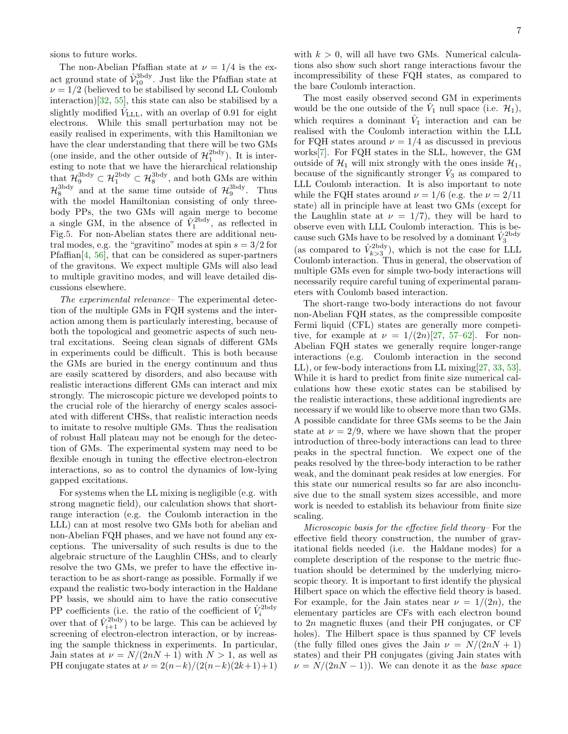sions to future works.

The non-Abelian Pfaffian state at $\nu = 1/4$ is the exact ground state of $\hat{\mathcal{V}}_{10}^{3\text{bdy}}$. Just like the Pfaffian state at $\nu = 1/2$ (believed to be stabilised by second LL Coulomb interaction)[32, 55], this state can also be stabilised by a slightly modified $\hat{V}_{\text{LLL}}$, with an overlap of 0.91 for eight electrons. While this small perturbation may not be easily realised in experiments, with this Hamiltonian we have the clear understanding that there will be two GMs (one inside, and the other outside of $\mathcal{H}_1^{2\text{bdy}}$). It is interesting to note that we have the hierarchical relationship that $\mathcal{H}_9^{3\text{bdy}} \subset \mathcal{H}_1^{2\text{bdy}} \subset \mathcal{H}_8^{3\text{bdy}}$, and both GMs are within $\mathcal{H}_8^{3\text{bdy}}$ and at the same time outside of $\mathcal{H}_9^{3\text{bdy}}$. Thus with the model Hamiltonian consisting of only three-body PPs, the two GMs will again merge to become a single GM, in the absence of $\hat{V}_1^{2\text{bdy}}$, as reflected in Fig.5. For non-Abelian states there are additional neutral modes, e.g. the "gravitino" modes at spin $s = 3/2$ for Pfaffian[4, 56], that can be considered as super-partners of the gravitons. We expect multiple GMs will also lead to multiple gravitino modes, and will leave detailed discussions elsewhere.

*The experimental relevance*– The experimental detection of the multiple GMs in FQH systems and the interaction among them is particularly interesting, because of both the topological and geometric aspects of such neutral excitations. Seeing clean signals of different GMs in experiments could be difficult. This is both because the GMs are buried in the energy continuum and thus are easily scattered by disorders, and also because with realistic interactions different GMs can interact and mix strongly. The microscopic picture we developed points to the crucial role of the hierarchy of energy scales associated with different CHSs, that realistic interaction needs to imitate to resolve multiple GMs. Thus the realisation of robust Hall plateau may not be enough for the detection of GMs. The experimental system may need to be flexible enough in tuning the effective electron-electron interactions, so as to control the dynamics of low-lying gapped excitations.

For systems when the LL mixing is negligible (e.g. with strong magnetic field), our calculation shows that short-range interaction (e.g. the Coulomb interaction in the LLL) can at most resolve two GMs both for abelian and non-Abelian FQH phases, and we have not found any exceptions. The universality of such results is due to the algebraic structure of the Laughlin CHSs, and to clearly resolve the two GMs, we prefer to have the effective interaction to be as short-range as possible. Formally if we expand the realistic two-body interaction in the Haldane PP basis, we should aim to have the ratio consecutive PP coefficients (i.e. the ratio of the coefficient of $\hat{V}_i^{2\text{bdy}}$ over that of $\hat{V}_{i+1}^{2\text{bdy}}$) to be large. This can be achieved by screening of electron-electron interaction, or by increasing the sample thickness in experiments. In particular, Jain states at $\nu = N/(2nN+1)$ with $N > 1$, as well as PH conjugate states at $\nu = 2(n-k)/(2(n-k)(2k+1)+1)$ with $k > 0$, will all have two GMs. Numerical calculations also show such short range interactions favour the incompressibility of these FQH states, as compared to the bare Coulomb interaction.

The most easily observed second GM in experiments would be the one outside of the $\hat{V}_1$ null space (i.e. $\mathcal{H}_1$), which requires a dominant $\hat{V}_1$ interaction and can be realised with the Coulomb interaction within the LLL for FQH states around $\nu = 1/4$ as discussed in previous works[7]. For FQH states in the SLL, however, the GM outside of $\mathcal{H}_1$ will mix strongly with the ones inside $\mathcal{H}_1$, because of the significantly stronger $\hat{V}_3$ as compared to LLL Coulomb interaction. It is also important to note while the FQH states around $\nu = 1/6$ (e.g. the $\nu = 2/11$ state) all in principle have at least two GMs (except for the Laughlin state at $\nu = 1/7$), they will be hard to observe even with LLL Coulomb interaction. This is because such GMs have to be resolved by a dominant $\hat{V}_3^{2\text{bdy}}$ (as compared to $\hat{V}_{k>3}^{2\text{bdy}}$), which is not the case for LLL Coulomb interaction. Thus in general, the observation of multiple GMs even for simple two-body interactions will necessarily require careful tuning of experimental parameters with Coulomb based interaction.

The short-range two-body interactions do not favour non-Abelian FQH states, as the compressible composite Fermi liquid (CFL) states are generally more competitive, for example at $\nu = 1/(2n)$[27, 57–62]. For non-Abelian FQH states we generally require longer-range interactions (e.g. Coulomb interaction in the second LL), or few-body interactions from LL mixing[27, 33, 53]. While it is hard to predict from finite size numerical calculations how these exotic states can be stabilised by the realistic interactions, these additional ingredients are necessary if we would like to observe more than two GMs. A possible candidate for three GMs seems to be the Jain state at $\nu = 2/9$, where we have shown that the proper introduction of three-body interactions can lead to three peaks in the spectral function. We expect one of the peaks resolved by the three-body interaction to be rather weak, and the dominant peak resides at low energies. For this state our numerical results so far are also inconclusive due to the small system sizes accessible, and more work is needed to establish its behaviour from finite size scaling.

*Microscopic basis for the effective field theory*– For the effective field theory construction, the number of gravitational fields needed (i.e. the Haldane modes) for a complete description of the response to the metric fluctuation should be determined by the underlying microscopic theory. It is important to first identify the physical Hilbert space on which the effective field theory is based. For example, for the Jain states near $\nu = 1/(2n)$, the elementary particles are CFs with each electron bound to $2n$ magnetic fluxes (and their PH conjugates, or CF holes). The Hilbert space is thus spanned by CF levels (the fully filled ones gives the Jain $\nu = N/(2nN+1)$ states) and their PH conjugates (giving Jain states with $\nu = N/(2nN-1)$). We can denote it as the *base space*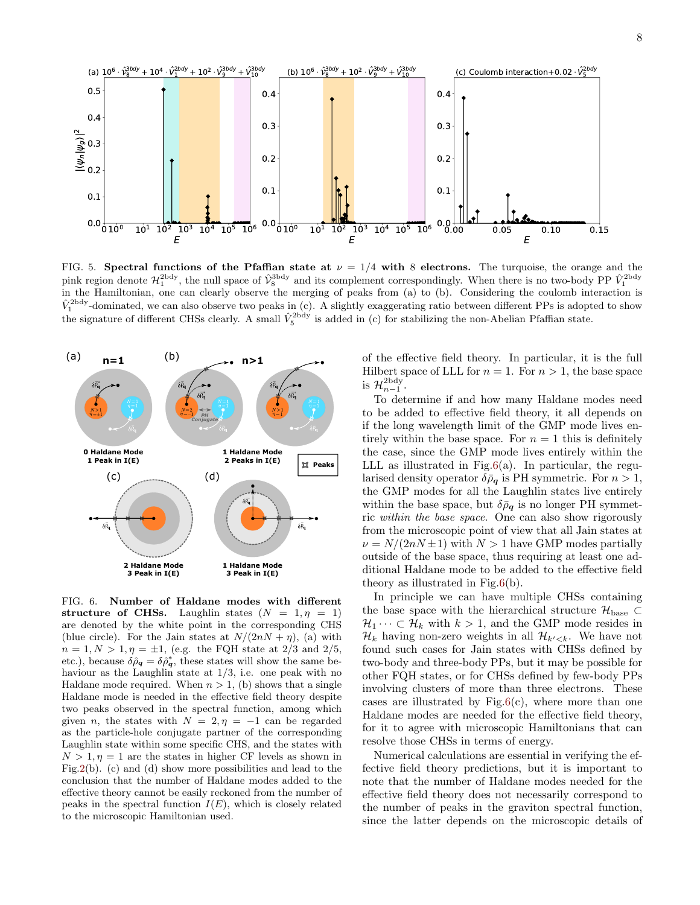FIG. 5. **Spectral functions of the Pfaffian state at $\nu = 1/4$ with 8 electrons.** The turquoise, the orange and the pink region denote $\mathcal{H}_1^{\text{2bdy}}$, the null space of $\hat{\mathcal{V}}_8^{\text{3bdy}}$ and its complement correspondingly. When there is no two-body PP $\hat{V}_1^{\text{2bdy}}$ in the Hamiltonian, one can clearly observe the merging of peaks from (a) to (b). Considering the coulomb interaction is $\hat{V}_1^{\text{2bdy}}$-dominated, we can also observe two peaks in (c). A slightly exaggerating ratio between different PPs is adopted to show the signature of different CHSs clearly. A small $\hat{V}_5^{\text{2bdy}}$ is added in (c) for stabilizing the non-Abelian Pfaffian state.

FIG. 6. **Number of Haldane modes with different structure of CHSs.** Laughlin states ($N = 1, \eta = 1$) are denoted by the white point in the corresponding CHS (blue circle). For the Jain states at $N/(2nN + \eta)$, (a) with $n = 1, N > 1, \eta = \pm 1$, (e.g. the FQH state at 2/3 and 2/5, etc.), because $\delta\bar{\rho}_{\boldsymbol{q}} = \delta\bar{\rho}^*_{\boldsymbol{q}}$, these states will show the same behaviour as the Laughlin state at 1/3, i.e. one peak with no Haldane mode required. When $n > 1$, (b) shows that a single Haldane mode is needed in the effective field theory despite two peaks observed in the spectral function, among which given $n$, the states with $N = 2, \eta = -1$ can be regarded as the particle-hole conjugate partner of the corresponding Laughlin state within some specific CHS, and the states with $N > 1, \eta = 1$ are the states in higher CF levels as shown in Fig.2(b). (c) and (d) show more possibilities and lead to the conclusion that the number of Haldane modes added to the effective theory cannot be easily reckoned from the number of peaks in the spectral function $I(E)$, which is closely related to the microscopic Hamiltonian used.

of the effective field theory. In particular, it is the full Hilbert space of LLL for $n = 1$. For $n > 1$, the base space is $\mathcal{H}_{n-1}^{\text{2bdy}}$.

To determine if and how many Haldane modes need to be added to effective field theory, it all depends on if the long wavelength limit of the GMP mode lives entirely within the base space. For $n = 1$ this is definitely the case, since the GMP mode lives entirely within the LLL as illustrated in Fig.6(a). In particular, the regularised density operator $\delta\bar{\rho}_{\boldsymbol{q}}$ is PH symmetric. For $n > 1$, the GMP modes for all the Laughlin states live entirely within the base space, but $\delta\bar{\rho}_{\boldsymbol{q}}$ is no longer PH symmetric *within the base space*. One can also show rigorously from the microscopic point of view that all Jain states at $\nu = N/(2nN \pm 1)$ with $N > 1$ have GMP modes partially outside of the base space, thus requiring at least one additional Haldane mode to be added to the effective field theory as illustrated in Fig.6(b).

In principle we can have multiple CHSs containing the base space with the hierarchical structure $\mathcal{H}_{\text{base}} \subset \mathcal{H}_1 \cdots \subset \mathcal{H}_k$ with $k > 1$, and the GMP mode resides in $\mathcal{H}_k$ having non-zero weights in all $\mathcal{H}_{k'<k}$. We have not found such cases for Jain states with CHSs defined by two-body and three-body PPs, but it may be possible for other FQH states, or for CHSs defined by few-body PPs involving clusters of more than three electrons. These cases are illustrated by Fig.6(c), where more than one Haldane modes are needed for the effective field theory, for it to agree with microscopic Hamiltonians that can resolve those CHSs in terms of energy.

Numerical calculations are essential in verifying the effective field theory predictions, but it is important to note that the number of Haldane modes needed for the effective field theory does not necessarily correspond to the number of peaks in the graviton spectral function, since the latter depends on the microscopic details of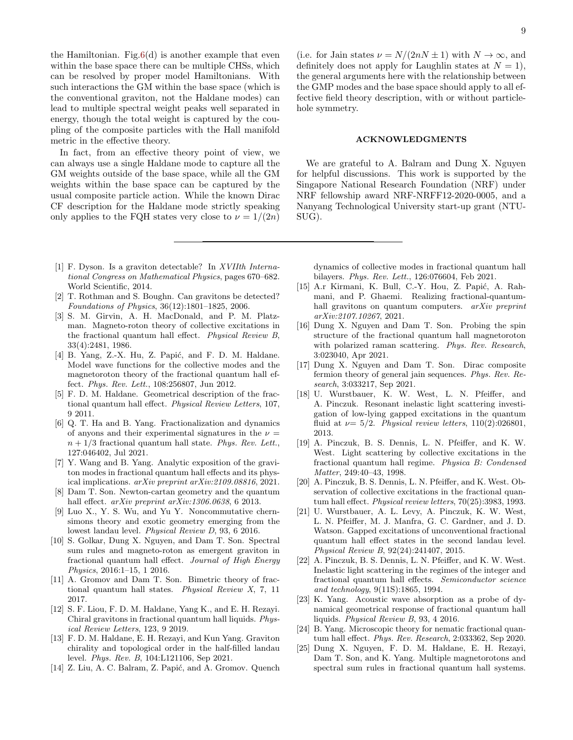the Hamiltonian. Fig.6(d) is another example that even within the base space there can be multiple CHSs, which can be resolved by proper model Hamiltonians. With such interactions the GM within the base space (which is the conventional graviton, not the Haldane modes) can lead to multiple spectral weight peaks well separated in energy, though the total weight is captured by the coupling of the composite particles with the Hall manifold metric in the effective theory.

In fact, from an effective theory point of view, we can always use a single Haldane mode to capture all the GM weights outside of the base space, while all the GM weights within the base space can be captured by the usual composite particle action. While the known Dirac CF description for the Haldane mode strictly speaking only applies to the FQH states very close to $\nu = 1/(2n)$ (i.e. for Jain states $\nu = N/(2nN \pm 1)$ with $N \to \infty$, and definitely does not apply for Laughlin states at $N = 1$), the general arguments here with the relationship between the GMP modes and the base space should apply to all effective field theory description, with or without particle-hole symmetry.

## ACKNOWLEDGMENTS

We are grateful to A. Balram and Dung X. Nguyen for helpful discussions. This work is supported by the Singapore National Research Foundation (NRF) under NRF fellowship award NRF-NRFF12-2020-0005, and a Nanyang Technological University start-up grant (NTU-SUG).

---

[1] F. Dyson. Is a graviton detectable? In *XVIIth International Congress on Mathematical Physics*, pages 670–682. World Scientific, 2014.

[2] T. Rothman and S. Boughn. Can gravitons be detected? *Foundations of Physics*, 36(12):1801–1825, 2006.

[3] S. M. Girvin, A. H. MacDonald, and P. M. Platzman. Magneto-roton theory of collective excitations in the fractional quantum hall effect. *Physical Review B*, 33(4):2481, 1986.

[4] B. Yang, Z.-X. Hu, Z. Papić, and F. D. M. Haldane. Model wave functions for the collective modes and the magnetoroton theory of the fractional quantum hall effect. *Phys. Rev. Lett.*, 108:256807, Jun 2012.

[5] F. D. M. Haldane. Geometrical description of the fractional quantum hall effect. *Physical Review Letters*, 107, 9 2011.

[6] Q. T. Ha and B. Yang. Fractionalization and dynamics of anyons and their experimental signatures in the $\nu = n + 1/3$ fractional quantum hall state. *Phys. Rev. Lett.*, 127:046402, Jul 2021.

[7] Y. Wang and B. Yang. Analytic exposition of the graviton modes in fractional quantum hall effects and its physical implications. *arXiv preprint arXiv:2109.08816*, 2021.

[8] Dam T. Son. Newton-cartan geometry and the quantum hall effect. *arXiv preprint arXiv:1306.0638*, 6 2013.

[9] Luo X., Y. S. Wu, and Yu Y. Noncommutative chern-simons theory and exotic geometry emerging from the lowest landau level. *Physical Review D*, 93, 6 2016.

[10] S. Golkar, Dung X. Nguyen, and Dam T. Son. Spectral sum rules and magneto-roton as emergent graviton in fractional quantum hall effect. *Journal of High Energy Physics*, 2016:1–15, 1 2016.

[11] A. Gromov and Dam T. Son. Bimetric theory of fractional quantum hall states. *Physical Review X*, 7, 11 2017.

[12] S. F. Liou, F. D. M. Haldane, Yang K., and E. H. Rezayi. Chiral gravitons in fractional quantum hall liquids. *Physical Review Letters*, 123, 9 2019.

[13] F. D. M. Haldane, E. H. Rezayi, and Kun Yang. Graviton chirality and topological order in the half-filled landau level. *Phys. Rev. B*, 104:L121106, Sep 2021.

[14] Z. Liu, A. C. Balram, Z. Papić, and A. Gromov. Quench dynamics of collective modes in fractional quantum hall bilayers. *Phys. Rev. Lett.*, 126:076604, Feb 2021.

[15] A.r Kirmani, K. Bull, C.-Y. Hou, Z. Papić, A. Rahmani, and P. Ghaemi. Realizing fractional-quantum-hall gravitons on quantum computers. *arXiv preprint arXiv:2107.10267*, 2021.

[16] Dung X. Nguyen and Dam T. Son. Probing the spin structure of the fractional quantum hall magnetoroton with polarized raman scattering. *Phys. Rev. Research*, 3:023040, Apr 2021.

[17] Dung X. Nguyen and Dam T. Son. Dirac composite fermion theory of general jain sequences. *Phys. Rev. Research*, 3:033217, Sep 2021.

[18] U. Wurstbauer, K. W. West, L. N. Pfeiffer, and A. Pinczuk. Resonant inelastic light scattering investigation of low-lying gapped excitations in the quantum fluid at $\nu$= 5/2. *Physical review letters*, 110(2):026801, 2013.

[19] A. Pinczuk, B. S. Dennis, L. N. Pfeiffer, and K. W. West. Light scattering by collective excitations in the fractional quantum hall regime. *Physica B: Condensed Matter*, 249:40–43, 1998.

[20] A. Pinczuk, B. S. Dennis, L. N. Pfeiffer, and K. West. Observation of collective excitations in the fractional quantum hall effect. *Physical review letters*, 70(25):3983, 1993.

[21] U. Wurstbauer, A. L. Levy, A. Pinczuk, K. W. West, L. N. Pfeiffer, M. J. Manfra, G. C. Gardner, and J. D. Watson. Gapped excitations of unconventional fractional quantum hall effect states in the second landau level. *Physical Review B*, 92(24):241407, 2015.

[22] A. Pinczuk, B. S. Dennis, L. N. Pfeiffer, and K. W. West. Inelastic light scattering in the regimes of the integer and fractional quantum hall effects. *Semiconductor science and technology*, 9(11S):1865, 1994.

[23] K. Yang. Acoustic wave absorption as a probe of dynamical geometrical response of fractional quantum hall liquids. *Physical Review B*, 93, 4 2016.

[24] B. Yang. Microscopic theory for nematic fractional quantum hall effect. *Phys. Rev. Research*, 2:033362, Sep 2020.

[25] Dung X. Nguyen, F. D. M. Haldane, E. H. Rezayi, Dam T. Son, and K. Yang. Multiple magnetorotons and spectral sum rules in fractional quantum hall systems.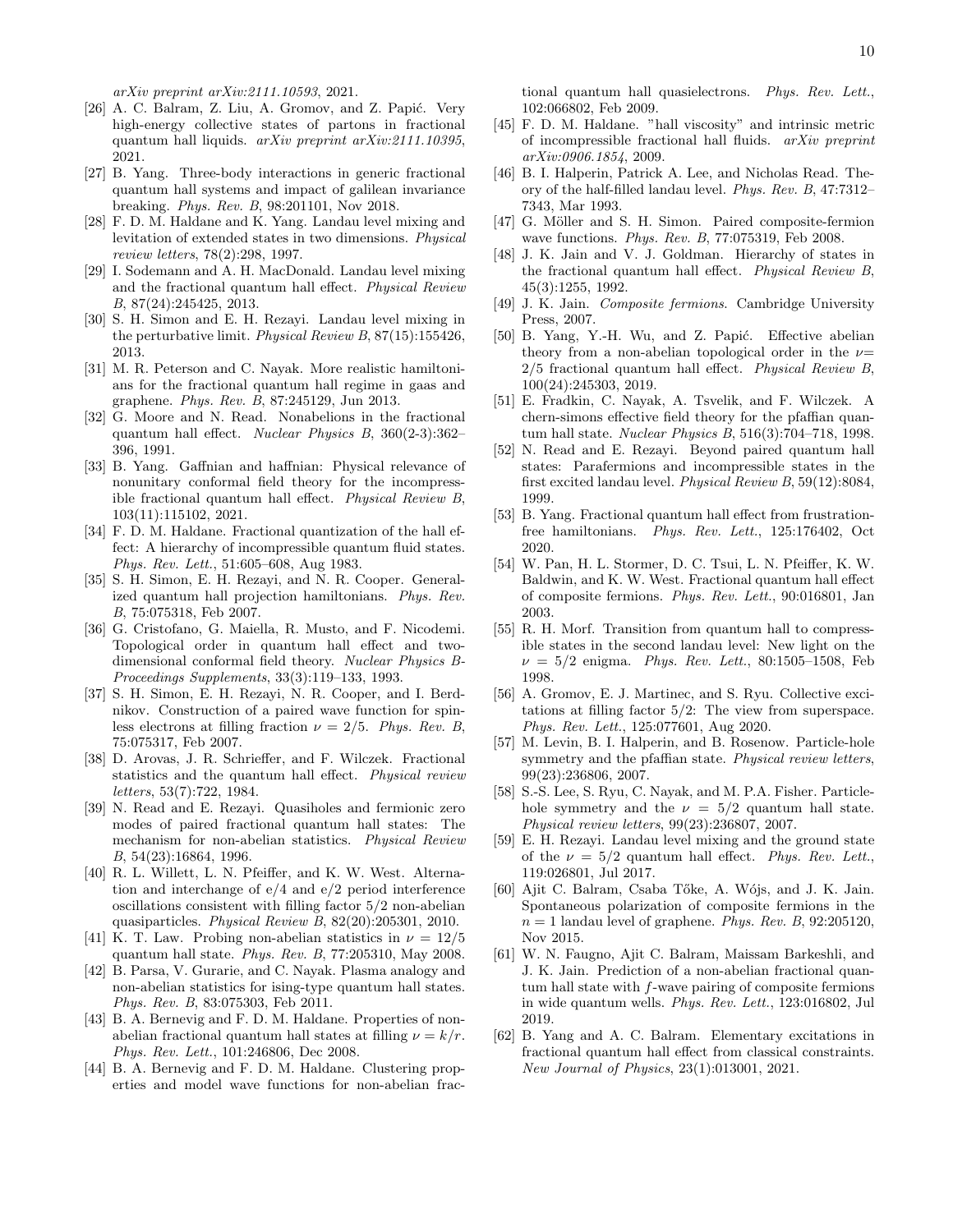*arXiv preprint arXiv:2111.10593*, 2021.

[26] A. C. Balram, Z. Liu, A. Gromov, and Z. Papić. Very high-energy collective states of partons in fractional quantum hall liquids. *arXiv preprint arXiv:2111.10395*, 2021.

[27] B. Yang. Three-body interactions in generic fractional quantum hall systems and impact of galilean invariance breaking. *Phys. Rev. B*, 98:201101, Nov 2018.

[28] F. D. M. Haldane and K. Yang. Landau level mixing and levitation of extended states in two dimensions. *Physical review letters*, 78(2):298, 1997.

[29] I. Sodemann and A. H. MacDonald. Landau level mixing and the fractional quantum hall effect. *Physical Review B*, 87(24):245425, 2013.

[30] S. H. Simon and E. H. Rezayi. Landau level mixing in the perturbative limit. *Physical Review B*, 87(15):155426, 2013.

[31] M. R. Peterson and C. Nayak. More realistic hamiltonians for the fractional quantum hall regime in gaas and graphene. *Phys. Rev. B*, 87:245129, Jun 2013.

[32] G. Moore and N. Read. Nonabelions in the fractional quantum hall effect. *Nuclear Physics B*, 360(2-3):362–396, 1991.

[33] B. Yang. Gaffnian and haffnian: Physical relevance of nonunitary conformal field theory for the incompressible fractional quantum hall effect. *Physical Review B*, 103(11):115102, 2021.

[34] F. D. M. Haldane. Fractional quantization of the hall effect: A hierarchy of incompressible quantum fluid states. *Phys. Rev. Lett.*, 51:605–608, Aug 1983.

[35] S. H. Simon, E. H. Rezayi, and N. R. Cooper. Generalized quantum hall projection hamiltonians. *Phys. Rev. B*, 75:075318, Feb 2007.

[36] G. Cristofano, G. Maiella, R. Musto, and F. Nicodemi. Topological order in quantum hall effect and two-dimensional conformal field theory. *Nuclear Physics B-Proceedings Supplements*, 33(3):119–133, 1993.

[37] S. H. Simon, E. H. Rezayi, N. R. Cooper, and I. Berdnikov. Construction of a paired wave function for spinless electrons at filling fraction $\nu = 2/5$. *Phys. Rev. B*, 75:075317, Feb 2007.

[38] D. Arovas, J. R. Schrieffer, and F. Wilczek. Fractional statistics and the quantum hall effect. *Physical review letters*, 53(7):722, 1984.

[39] N. Read and E. Rezayi. Quasiholes and fermionic zero modes of paired fractional quantum hall states: The mechanism for non-abelian statistics. *Physical Review B*, 54(23):16864, 1996.

[40] R. L. Willett, L. N. Pfeiffer, and K. W. West. Alternation and interchange of e/4 and e/2 period interference oscillations consistent with filling factor 5/2 non-abelian quasiparticles. *Physical Review B*, 82(20):205301, 2010.

[41] K. T. Law. Probing non-abelian statistics in $\nu = 12/5$ quantum hall state. *Phys. Rev. B*, 77:205310, May 2008.

[42] B. Parsa, V. Gurarie, and C. Nayak. Plasma analogy and non-abelian statistics for ising-type quantum hall states. *Phys. Rev. B*, 83:075303, Feb 2011.

[43] B. A. Bernevig and F. D. M. Haldane. Properties of non-abelian fractional quantum hall states at filling $\nu = k/r$. *Phys. Rev. Lett.*, 101:246806, Dec 2008.

[44] B. A. Bernevig and F. D. M. Haldane. Clustering properties and model wave functions for non-abelian fractional quantum hall quasielectrons. *Phys. Rev. Lett.*, 102:066802, Feb 2009.

[45] F. D. M. Haldane. "hall viscosity" and intrinsic metric of incompressible fractional hall fluids. *arXiv preprint arXiv:0906.1854*, 2009.

[46] B. I. Halperin, Patrick A. Lee, and Nicholas Read. Theory of the half-filled landau level. *Phys. Rev. B*, 47:7312–7343, Mar 1993.

[47] G. Möller and S. H. Simon. Paired composite-fermion wave functions. *Phys. Rev. B*, 77:075319, Feb 2008.

[48] J. K. Jain and V. J. Goldman. Hierarchy of states in the fractional quantum hall effect. *Physical Review B*, 45(3):1255, 1992.

[49] J. K. Jain. *Composite fermions*. Cambridge University Press, 2007.

[50] B. Yang, Y.-H. Wu, and Z. Papić. Effective abelian theory from a non-abelian topological order in the $\nu=$ 2/5 fractional quantum hall effect. *Physical Review B*, 100(24):245303, 2019.

[51] E. Fradkin, C. Nayak, A. Tsvelik, and F. Wilczek. A chern-simons effective field theory for the pfaffian quantum hall state. *Nuclear Physics B*, 516(3):704–718, 1998.

[52] N. Read and E. Rezayi. Beyond paired quantum hall states: Parafermions and incompressible states in the first excited landau level. *Physical Review B*, 59(12):8084, 1999.

[53] B. Yang. Fractional quantum hall effect from frustration-free hamiltonians. *Phys. Rev. Lett.*, 125:176402, Oct 2020.

[54] W. Pan, H. L. Stormer, D. C. Tsui, L. N. Pfeiffer, K. W. Baldwin, and K. W. West. Fractional quantum hall effect of composite fermions. *Phys. Rev. Lett.*, 90:016801, Jan 2003.

[55] R. H. Morf. Transition from quantum hall to compressible states in the second landau level: New light on the $\nu = 5/2$ enigma. *Phys. Rev. Lett.*, 80:1505–1508, Feb 1998.

[56] A. Gromov, E. J. Martinec, and S. Ryu. Collective excitations at filling factor 5/2: The view from superspace. *Phys. Rev. Lett.*, 125:077601, Aug 2020.

[57] M. Levin, B. I. Halperin, and B. Rosenow. Particle-hole symmetry and the pfaffian state. *Physical review letters*, 99(23):236806, 2007.

[58] S.-S. Lee, S. Ryu, C. Nayak, and M. P.A. Fisher. Particle-hole symmetry and the $\nu = 5/2$ quantum hall state. *Physical review letters*, 99(23):236807, 2007.

[59] E. H. Rezayi. Landau level mixing and the ground state of the $\nu = 5/2$ quantum hall effect. *Phys. Rev. Lett.*, 119:026801, Jul 2017.

[60] Ajit C. Balram, Csaba Tőke, A. Wójs, and J. K. Jain. Spontaneous polarization of composite fermions in the $n = 1$ landau level of graphene. *Phys. Rev. B*, 92:205120, Nov 2015.

[61] W. N. Faugno, Ajit C. Balram, Maissam Barkeshli, and J. K. Jain. Prediction of a non-abelian fractional quantum hall state with $f$-wave pairing of composite fermions in wide quantum wells. *Phys. Rev. Lett.*, 123:016802, Jul 2019.

[62] B. Yang and A. C. Balram. Elementary excitations in fractional quantum hall effect from classical constraints. *New Journal of Physics*, 23(1):013001, 2021.